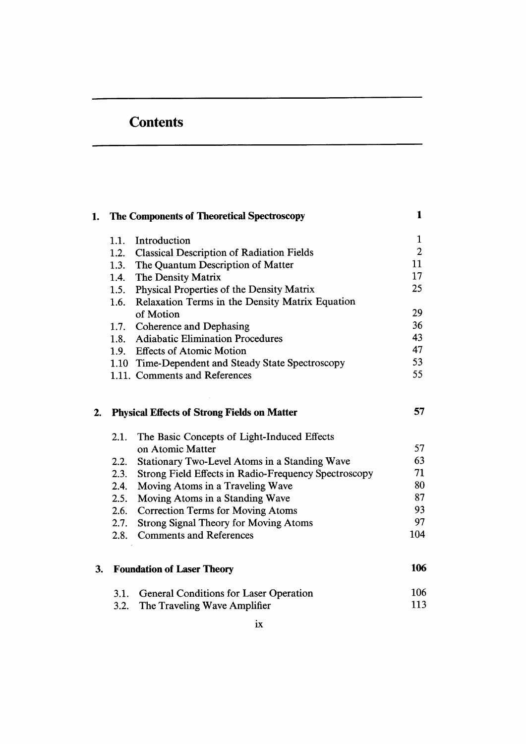# Contents

| | | |
|---|---|---|
| **1.** | **The Components of Theoretical Spectroscopy** | **1** |
| 1.1. | Introduction | 1 |
| 1.2. | Classical Description of Radiation Fields | 2 |
| 1.3. | The Quantum Description of Matter | 11 |
| 1.4. | The Density Matrix | 17 |
| 1.5. | Physical Properties of the Density Matrix | 25 |
| 1.6. | Relaxation Terms in the Density Matrix Equation of Motion | 29 |
| 1.7. | Coherence and Dephasing | 36 |
| 1.8. | Adiabatic Elimination Procedures | 43 |
| 1.9. | Effects of Atomic Motion | 47 |
| 1.10 | Time-Dependent and Steady State Spectroscopy | 53 |
| 1.11. | Comments and References | 55 |
| **2.** | **Physical Effects of Strong Fields on Matter** | **57** |
| 2.1. | The Basic Concepts of Light-Induced Effects on Atomic Matter | 57 |
| 2.2. | Stationary Two-Level Atoms in a Standing Wave | 63 |
| 2.3. | Strong Field Effects in Radio-Frequency Spectroscopy | 71 |
| 2.4. | Moving Atoms in a Traveling Wave | 80 |
| 2.5. | Moving Atoms in a Standing Wave | 87 |
| 2.6. | Correction Terms for Moving Atoms | 93 |
| 2.7. | Strong Signal Theory for Moving Atoms | 97 |
| 2.8. | Comments and References | 104 |
| **3.** | **Foundation of Laser Theory** | **106** |
| 3.1. | General Conditions for Laser Operation | 106 |
| 3.2. | The Traveling Wave Amplifier | 113 |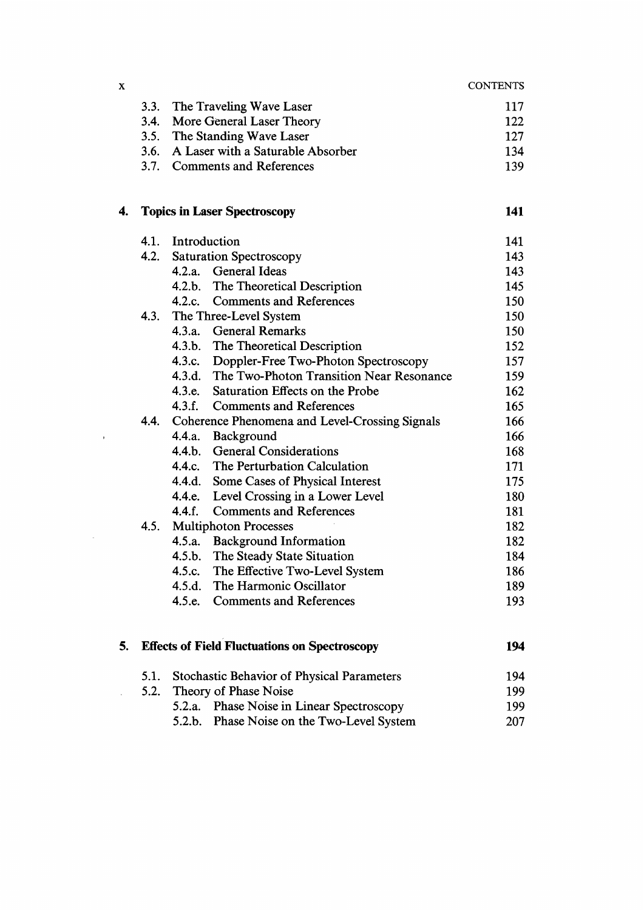| | | |
|---|---|---|
| 3.3. | The Traveling Wave Laser | 117 |
| 3.4. | More General Laser Theory | 122 |
| 3.5. | The Standing Wave Laser | 127 |
| 3.6. | A Laser with a Saturable Absorber | 134 |
| 3.7. | Comments and References | 139 |

**4. Topics in Laser Spectroscopy** **141**

| | | |
|---|---|---|
| 4.1. | Introduction | 141 |
| 4.2. | Saturation Spectroscopy | 143 |
| | 4.2.a. General Ideas | 143 |
| | 4.2.b. The Theoretical Description | 145 |
| | 4.2.c. Comments and References | 150 |
| 4.3. | The Three-Level System | 150 |
| | 4.3.a. General Remarks | 150 |
| | 4.3.b. The Theoretical Description | 152 |
| | 4.3.c. Doppler-Free Two-Photon Spectroscopy | 157 |
| | 4.3.d. The Two-Photon Transition Near Resonance | 159 |
| | 4.3.e. Saturation Effects on the Probe | 162 |
| | 4.3.f. Comments and References | 165 |
| 4.4. | Coherence Phenomena and Level-Crossing Signals | 166 |
| | 4.4.a. Background | 166 |
| | 4.4.b. General Considerations | 168 |
| | 4.4.c. The Perturbation Calculation | 171 |
| | 4.4.d. Some Cases of Physical Interest | 175 |
| | 4.4.e. Level Crossing in a Lower Level | 180 |
| | 4.4.f. Comments and References | 181 |
| 4.5. | Multiphoton Processes | 182 |
| | 4.5.a. Background Information | 182 |
| | 4.5.b. The Steady State Situation | 184 |
| | 4.5.c. The Effective Two-Level System | 186 |
| | 4.5.d. The Harmonic Oscillator | 189 |
| | 4.5.e. Comments and References | 193 |

**5. Effects of Field Fluctuations on Spectroscopy** **194**

| | | |
|---|---|---|
| 5.1. | Stochastic Behavior of Physical Parameters | 194 |
| 5.2. | Theory of Phase Noise | 199 |
| | 5.2.a. Phase Noise in Linear Spectroscopy | 199 |
| | 5.2.b. Phase Noise on the Two-Level System | 207 |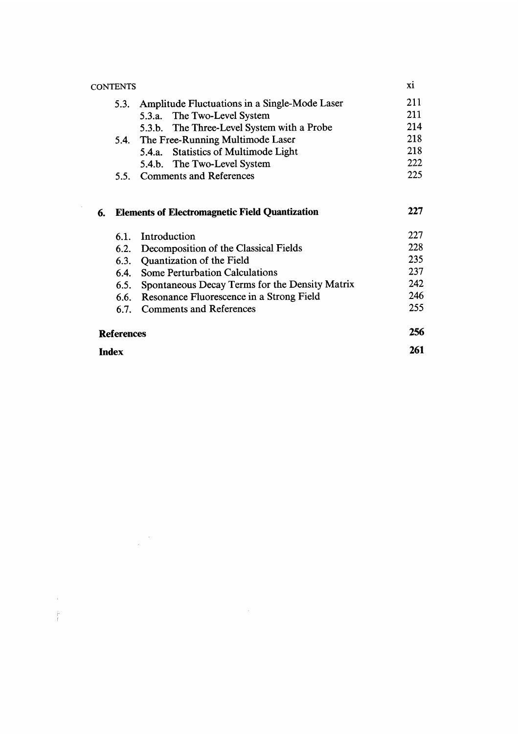| | | |
|---|---|---|
| 5.3. | Amplitude Fluctuations in a Single-Mode Laser | 211 |
| | 5.3.a. The Two-Level System | 211 |
| | 5.3.b. The Three-Level System with a Probe | 214 |
| 5.4. | The Free-Running Multimode Laser | 218 |
| | 5.4.a. Statistics of Multimode Light | 218 |
| | 5.4.b. The Two-Level System | 222 |
| 5.5. | Comments and References | 225 |
| **6.** | **Elements of Electromagnetic Field Quantization** | **227** |
| 6.1. | Introduction | 227 |
| 6.2. | Decomposition of the Classical Fields | 228 |
| 6.3. | Quantization of the Field | 235 |
| 6.4. | Some Perturbation Calculations | 237 |
| 6.5. | Spontaneous Decay Terms for the Density Matrix | 242 |
| 6.6. | Resonance Fluorescence in a Strong Field | 246 |
| 6.7. | Comments and References | 255 |
| **References** | | **256** |
| **Index** | | **261** |